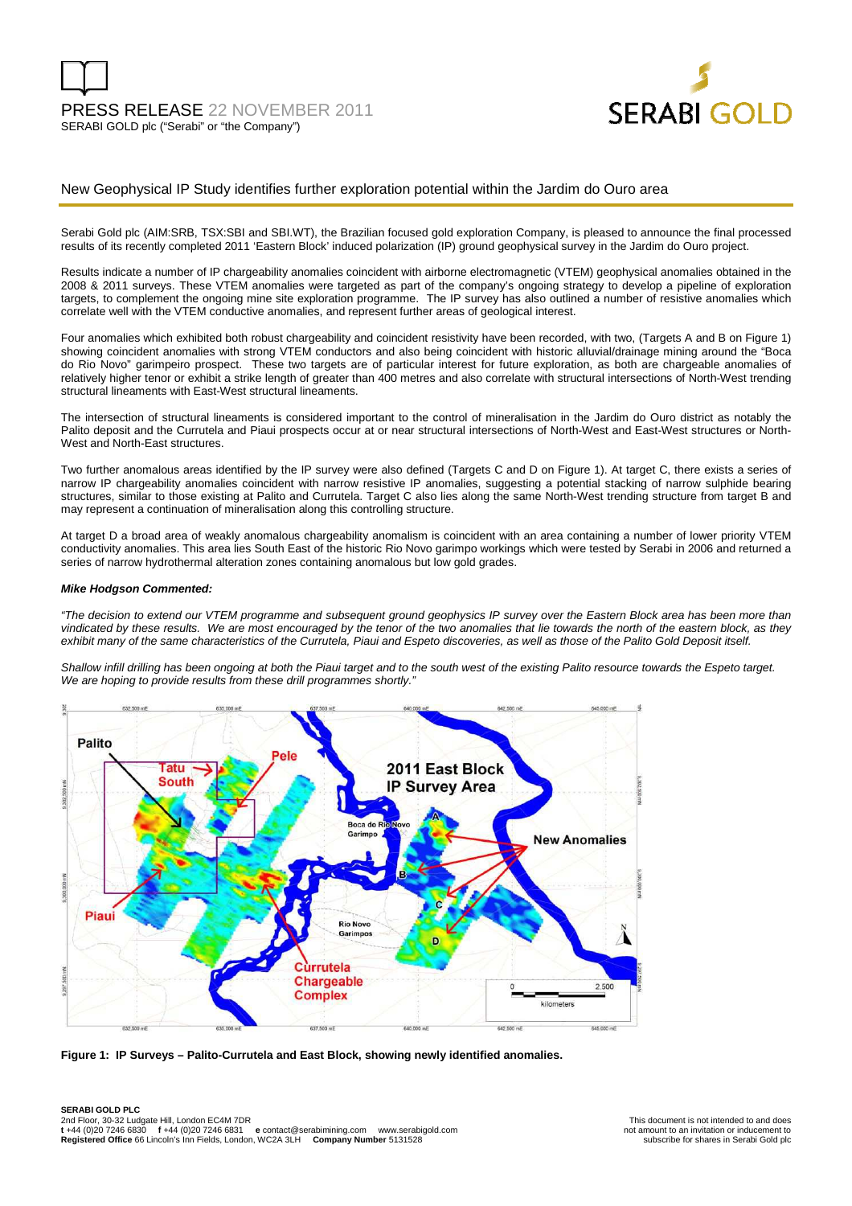PRESS RELEASE 22 NOVEMBER 2011

SERABI GOLD plc ("Serabi" or "the Company")

## New Geophysical IP Study identifies further exploration potential within the Jardim do Ouro area

Serabi Gold plc (AIM:SRB, TSX:SBI and SBI.WT), the Brazilian focused gold exploration Company, is pleased to announce the final processed results of its recently completed 2011 'Eastern Block' induced polarization (IP) ground geophysical survey in the Jardim do Ouro project.

Results indicate a number of IP chargeability anomalies coincident with airborne electromagnetic (VTEM) geophysical anomalies obtained in the 2008 & 2011 surveys. These VTEM anomalies were targeted as part of the company's ongoing strategy to develop a pipeline of exploration targets, to complement the ongoing mine site exploration programme. The IP survey has also outlined a number of resistive anomalies which correlate well with the VTEM conductive anomalies, and represent further areas of geological interest.

Four anomalies which exhibited both robust chargeability and coincident resistivity have been recorded, with two, (Targets A and B on Figure 1) showing coincident anomalies with strong VTEM conductors and also being coincident with historic alluvial/drainage mining around the "Boca do Rio Novo" garimpeiro prospect. These two targets are of particular interest for future exploration, as both are chargeable anomalies of relatively higher tenor or exhibit a strike length of greater than 400 metres and also correlate with structural intersections of North-West trending structural lineaments with East-West structural lineaments.

The intersection of structural lineaments is considered important to the control of mineralisation in the Jardim do Ouro district as notably the Palito deposit and the Currutela and Piaui prospects occur at or near structural intersections of North-West and East-West structures or North-West and North-East structures.

Two further anomalous areas identified by the IP survey were also defined (Targets C and D on Figure 1). At target C, there exists a series of narrow IP chargeability anomalies coincident with narrow resistive IP anomalies, suggesting a potential stacking of narrow sulphide bearing structures, similar to those existing at Palito and Currutela. Target C also lies along the same North-West trending structure from target B and may represent a continuation of mineralisation along this controlling structure.

At target D a broad area of weakly anomalous chargeability anomalism is coincident with an area containing a number of lower priority VTEM conductivity anomalies. This area lies South East of the historic Rio Novo garimpo workings which were tested by Serabi in 2006 and returned a series of narrow hydrothermal alteration zones containing anomalous but low gold grades.

***Mike Hodgson Commented:***

*"The decision to extend our VTEM programme and subsequent ground geophysics IP survey over the Eastern Block area has been more than vindicated by these results. We are most encouraged by the tenor of the two anomalies that lie towards the north of the eastern block, as they exhibit many of the same characteristics of the Currutela, Piaui and Espeto discoveries, as well as those of the Palito Gold Deposit itself.*

*Shallow infill drilling has been ongoing at both the Piaui target and to the south west of the existing Palito resource towards the Espeto target. We are hoping to provide results from these drill programmes shortly."*

**Figure 1: IP Surveys – Palito-Currutela and East Block, showing newly identified anomalies.**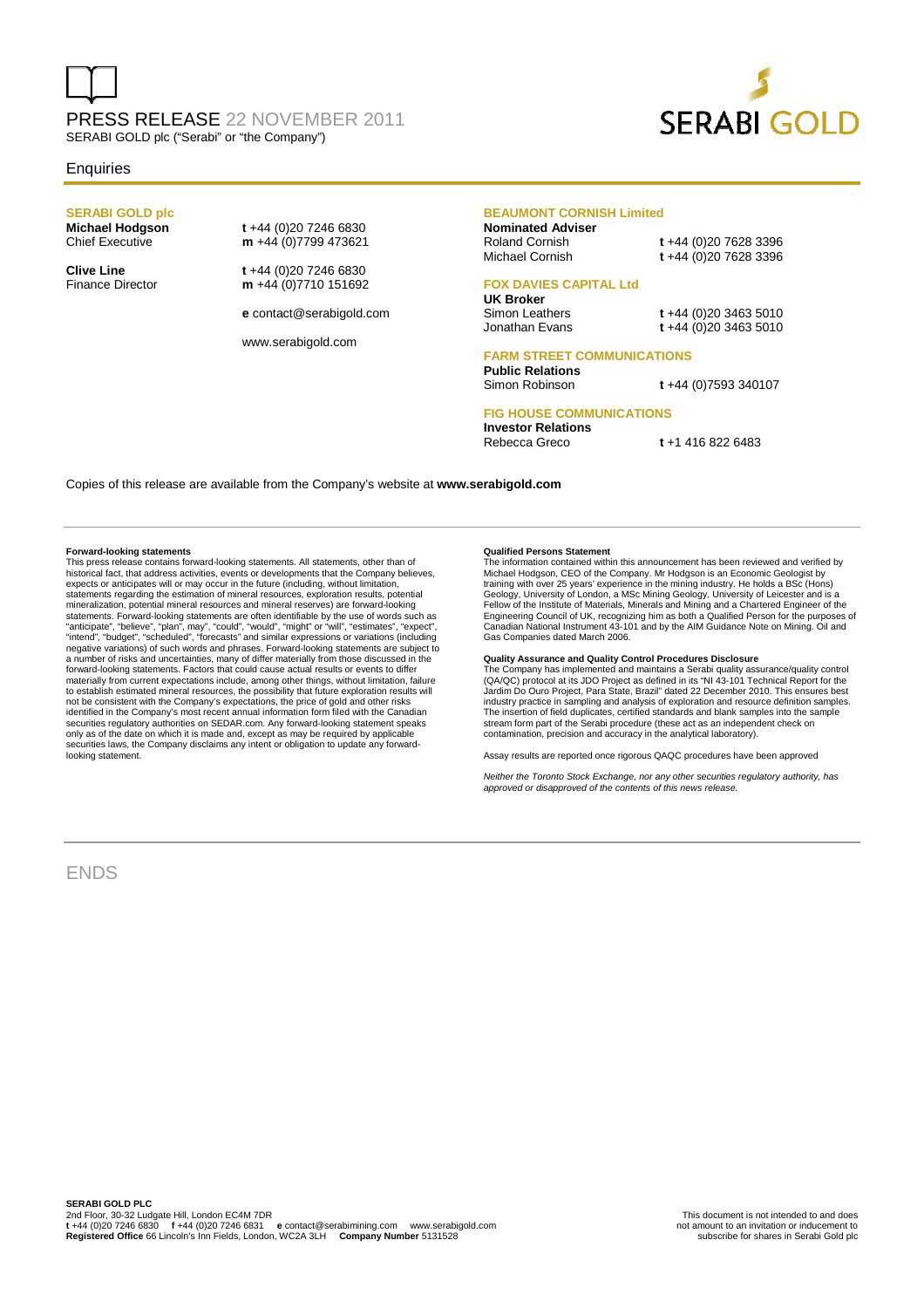PRESS RELEASE 22 NOVEMBER 2011
SERABI GOLD plc ("Serabi" or "the Company")

## Enquiries

**SERABI GOLD plc**

**Michael Hodgson** — Chief Executive
**t** +44 (0)20 7246 6830
**m** +44 (0)7799 473621

**Clive Line** — Finance Director
**t** +44 (0)20 7246 6830
**m** +44 (0)7710 151692

**e** contact@serabigold.com

www.serabigold.com

**BEAUMONT CORNISH Limited**
**Nominated Adviser**
Roland Cornish — **t** +44 (0)20 7628 3396
Michael Cornish — **t** +44 (0)20 7628 3396

**FOX DAVIES CAPITAL Ltd**
**UK Broker**
Simon Leathers — **t** +44 (0)20 3463 5010
Jonathan Evans — **t** +44 (0)20 3463 5010

**FARM STREET COMMUNICATIONS**
**Public Relations**
Simon Robinson — **t** +44 (0)7593 340107

**FIG HOUSE COMMUNICATIONS**
**Investor Relations**
Rebecca Greco — **t** +1 416 822 6483

Copies of this release are available from the Company's website at **www.serabigold.com**

**Forward-looking statements**

This press release contains forward-looking statements. All statements, other than of historical fact, that address activities, events or developments that the Company believes, expects or anticipates will or may occur in the future (including, without limitation, statements regarding the estimation of mineral resources, exploration results, potential mineralization, potential mineral resources and mineral reserves) are forward-looking statements. Forward-looking statements are often identifiable by the use of words such as "anticipate", "believe", "plan", may", "could", "would", "might" or "will", "estimates", "expect", "intend", "budget", "scheduled", "forecasts" and similar expressions or variations (including negative variations) of such words and phrases. Forward-looking statements are subject to a number of risks and uncertainties, many of differ materially from those discussed in the forward-looking statements. Factors that could cause actual results or events to differ materially from current expectations include, among other things, without limitation, failure to establish estimated mineral resources, the possibility that future exploration results will not be consistent with the Company's expectations, the price of gold and other risks identified in the Company's most recent annual information form filed with the Canadian securities regulatory authorities on SEDAR.com. Any forward-looking statement speaks only as of the date on which it is made and, except as may be required by applicable securities laws, the Company disclaims any intent or obligation to update any forward-looking statement.

**Qualified Persons Statement**

The information contained within this announcement has been reviewed and verified by Michael Hodgson, CEO of the Company. Mr Hodgson is an Economic Geologist by training with over 25 years' experience in the mining industry. He holds a BSc (Hons) Geology, University of London, a MSc Mining Geology, University of Leicester and is a Fellow of the Institute of Materials, Minerals and Mining and a Chartered Engineer of the Engineering Council of UK, recognizing him as both a Qualified Person for the purposes of Canadian National Instrument 43-101 and by the AIM Guidance Note on Mining. Oil and Gas Companies dated March 2006.

**Quality Assurance and Quality Control Procedures Disclosure**

The Company has implemented and maintains a Serabi quality assurance/quality control (QA/QC) protocol at its JDO Project as defined in its "NI 43-101 Technical Report for the Jardim Do Ouro Project, Para State, Brazil" dated 22 December 2010. This ensures best industry practice in sampling and analysis of exploration and resource definition samples. The insertion of field duplicates, certified standards and blank samples into the sample stream form part of the Serabi procedure (these act as an independent check on contamination, precision and accuracy in the analytical laboratory).

Assay results are reported once rigorous QAQC procedures have been approved

*Neither the Toronto Stock Exchange, nor any other securities regulatory authority, has approved or disapproved of the contents of this news release.*

ENDS

**SERABI GOLD PLC**
2nd Floor, 30-32 Ludgate Hill, London EC4M 7DR
**t** +44 (0)20 7246 6830 **f** +44 (0)20 7246 6831 **e** contact@serabimining.com www.serabigold.com
**Registered Office** 66 Lincoln's Inn Fields, London, WC2A 3LH **Company Number** 5131528

This document is not intended to and does not amount to an invitation or inducement to subscribe for shares in Serabi Gold plc